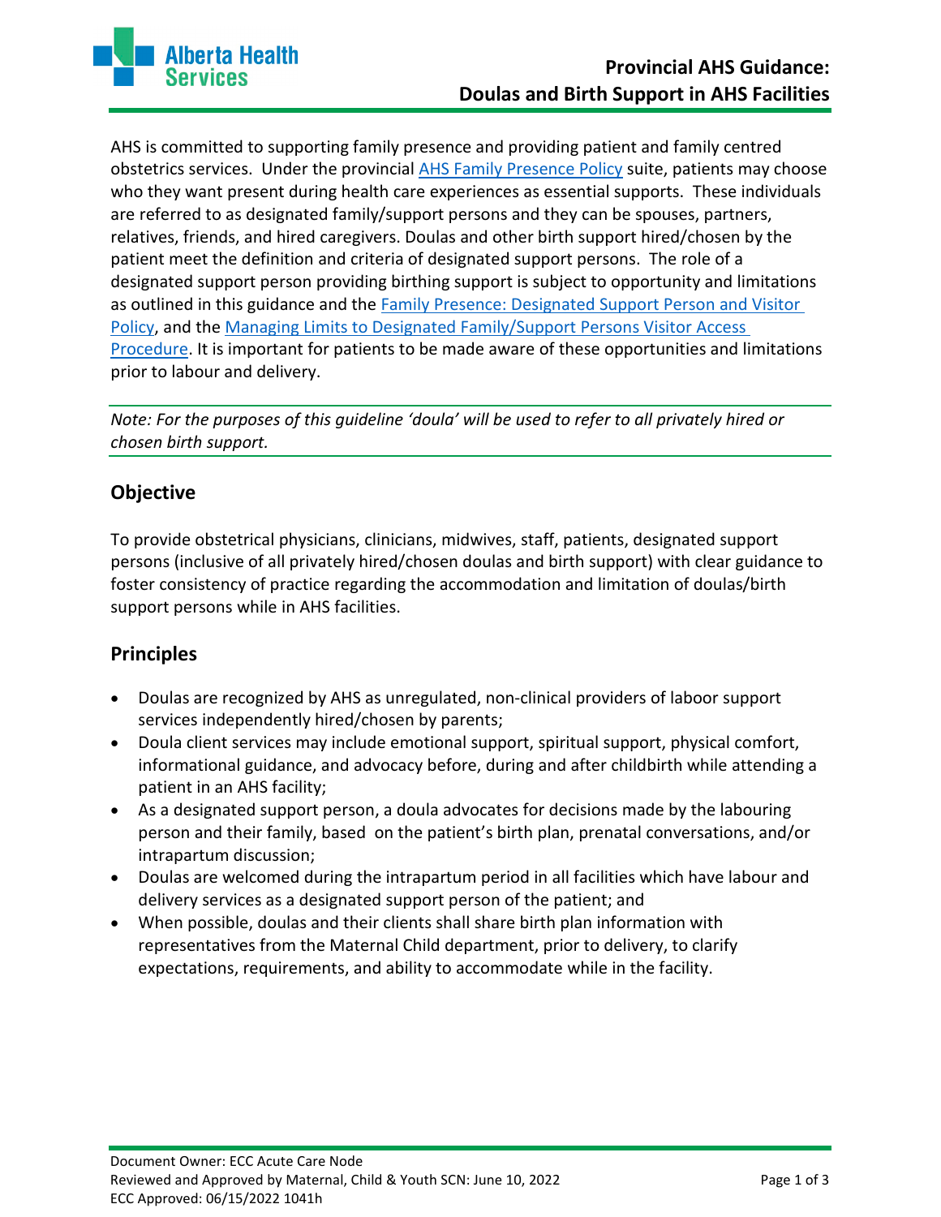# Provincial AHS Guidance: Doulas and Birth Support in AHS Facilities

AHS is committed to supporting family presence and providing patient and family centred obstetrics services. Under the provincial AHS Family Presence Policy suite, patients may choose who they want present during health care experiences as essential supports. These individuals are referred to as designated family/support persons and they can be spouses, partners, relatives, friends, and hired caregivers. Doulas and other birth support hired/chosen by the patient meet the definition and criteria of designated support persons. The role of a designated support person providing birthing support is subject to opportunity and limitations as outlined in this guidance and the Family Presence: Designated Support Person and Visitor Policy, and the Managing Limits to Designated Family/Support Persons Visitor Access Procedure. It is important for patients to be made aware of these opportunities and limitations prior to labour and delivery.

*Note: For the purposes of this guideline 'doula' will be used to refer to all privately hired or chosen birth support.*

## Objective

To provide obstetrical physicians, clinicians, midwives, staff, patients, designated support persons (inclusive of all privately hired/chosen doulas and birth support) with clear guidance to foster consistency of practice regarding the accommodation and limitation of doulas/birth support persons while in AHS facilities.

## Principles

- Doulas are recognized by AHS as unregulated, non-clinical providers of laboor support services independently hired/chosen by parents;
- Doula client services may include emotional support, spiritual support, physical comfort, informational guidance, and advocacy before, during and after childbirth while attending a patient in an AHS facility;
- As a designated support person, a doula advocates for decisions made by the labouring person and their family, based on the patient's birth plan, prenatal conversations, and/or intrapartum discussion;
- Doulas are welcomed during the intrapartum period in all facilities which have labour and delivery services as a designated support person of the patient; and
- When possible, doulas and their clients shall share birth plan information with representatives from the Maternal Child department, prior to delivery, to clarify expectations, requirements, and ability to accommodate while in the facility.

Document Owner: ECC Acute Care Node
Reviewed and Approved by Maternal, Child & Youth SCN: June 10, 2022
ECC Approved: 06/15/2022 1041h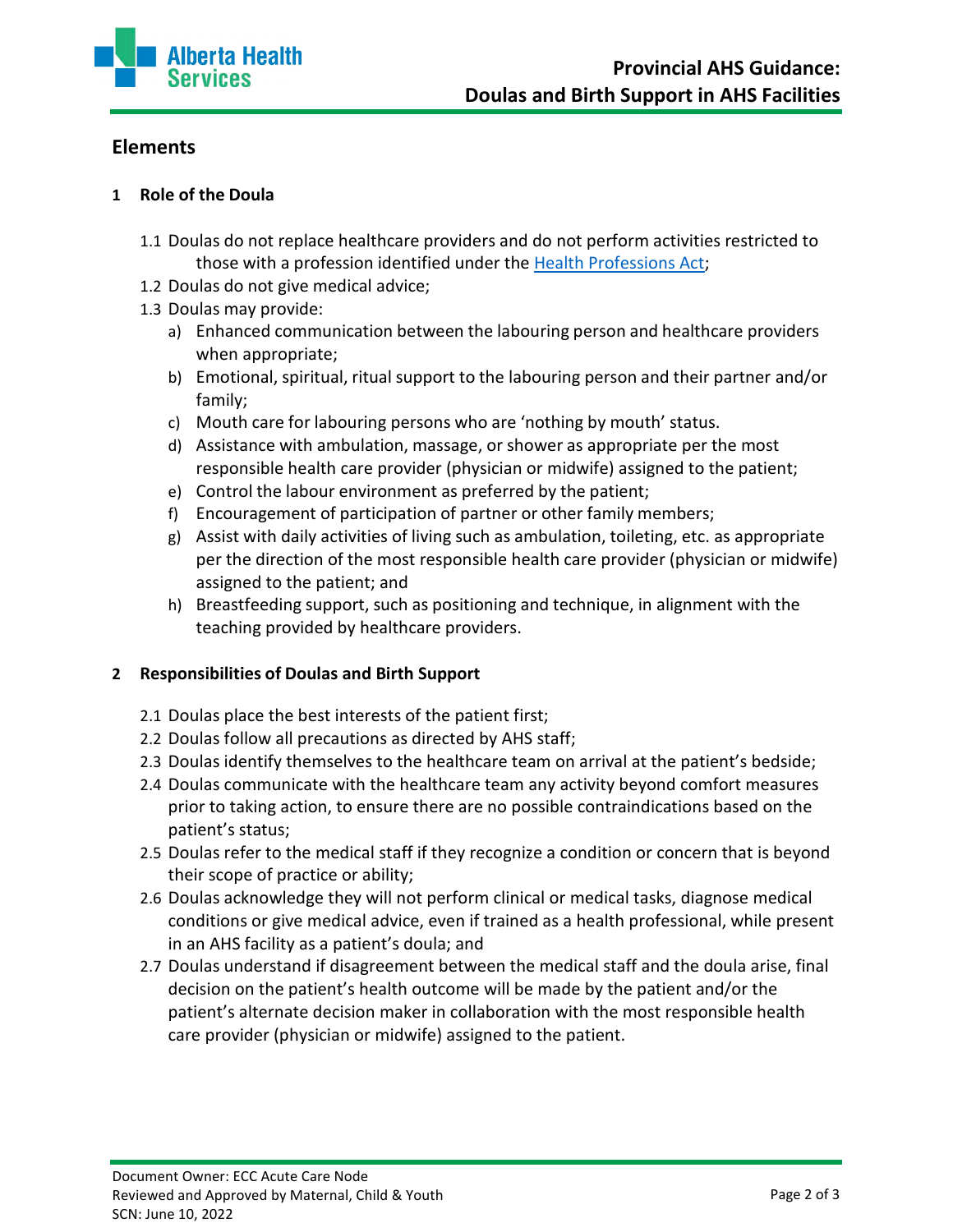## Elements

### 1 Role of the Doula

1.1 Doulas do not replace healthcare providers and do not perform activities restricted to those with a profession identified under the [Health Professions Act](Health Professions Act);

1.2 Doulas do not give medical advice;

1.3 Doulas may provide:

a) Enhanced communication between the labouring person and healthcare providers when appropriate;

b) Emotional, spiritual, ritual support to the labouring person and their partner and/or family;

c) Mouth care for labouring persons who are 'nothing by mouth' status.

d) Assistance with ambulation, massage, or shower as appropriate per the most responsible health care provider (physician or midwife) assigned to the patient;

e) Control the labour environment as preferred by the patient;

f) Encouragement of participation of partner or other family members;

g) Assist with daily activities of living such as ambulation, toileting, etc. as appropriate per the direction of the most responsible health care provider (physician or midwife) assigned to the patient; and

h) Breastfeeding support, such as positioning and technique, in alignment with the teaching provided by healthcare providers.

### 2 Responsibilities of Doulas and Birth Support

2.1 Doulas place the best interests of the patient first;

2.2 Doulas follow all precautions as directed by AHS staff;

2.3 Doulas identify themselves to the healthcare team on arrival at the patient's bedside;

2.4 Doulas communicate with the healthcare team any activity beyond comfort measures prior to taking action, to ensure there are no possible contraindications based on the patient's status;

2.5 Doulas refer to the medical staff if they recognize a condition or concern that is beyond their scope of practice or ability;

2.6 Doulas acknowledge they will not perform clinical or medical tasks, diagnose medical conditions or give medical advice, even if trained as a health professional, while present in an AHS facility as a patient's doula; and

2.7 Doulas understand if disagreement between the medical staff and the doula arise, final decision on the patient's health outcome will be made by the patient and/or the patient's alternate decision maker in collaboration with the most responsible health care provider (physician or midwife) assigned to the patient.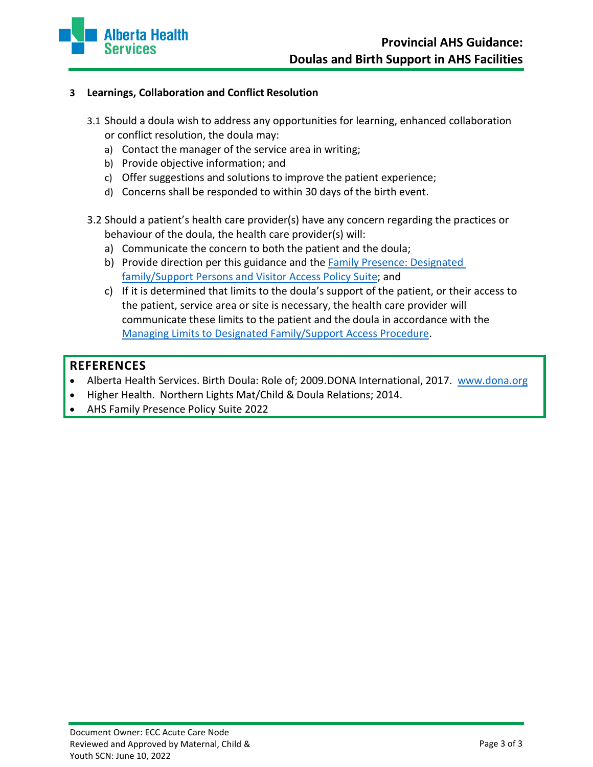## 3 Learnings, Collaboration and Conflict Resolution

3.1 Should a doula wish to address any opportunities for learning, enhanced collaboration or conflict resolution, the doula may:

a) Contact the manager of the service area in writing;
b) Provide objective information; and
c) Offer suggestions and solutions to improve the patient experience;
d) Concerns shall be responded to within 30 days of the birth event.

3.2 Should a patient's health care provider(s) have any concern regarding the practices or behaviour of the doula, the health care provider(s) will:

a) Communicate the concern to both the patient and the doula;
b) Provide direction per this guidance and the Family Presence: Designated family/Support Persons and Visitor Access Policy Suite; and
c) If it is determined that limits to the doula's support of the patient, or their access to the patient, service area or site is necessary, the health care provider will communicate these limits to the patient and the doula in accordance with the Managing Limits to Designated Family/Support Access Procedure.

## REFERENCES

- Alberta Health Services. Birth Doula: Role of; 2009.DONA International, 2017. www.dona.org
- Higher Health. Northern Lights Mat/Child & Doula Relations; 2014.
- AHS Family Presence Policy Suite 2022

Document Owner: ECC Acute Care Node
Reviewed and Approved by Maternal, Child & Youth SCN: June 10, 2022